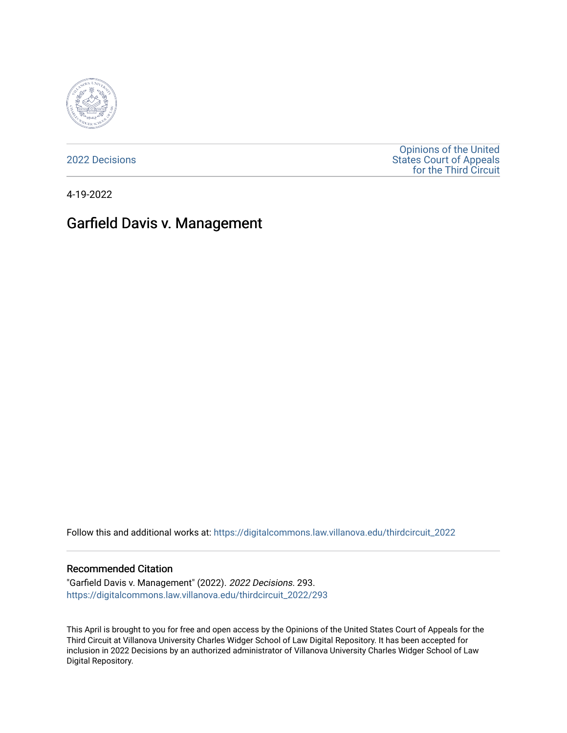2022 Decisions

Opinions of the United States Court of Appeals for the Third Circuit

4-19-2022

# Garfield Davis v. Management

Follow this and additional works at: https://digitalcommons.law.villanova.edu/thirdcircuit_2022

## Recommended Citation

"Garfield Davis v. Management" (2022). *2022 Decisions*. 293.
https://digitalcommons.law.villanova.edu/thirdcircuit_2022/293

This April is brought to you for free and open access by the Opinions of the United States Court of Appeals for the Third Circuit at Villanova University Charles Widger School of Law Digital Repository. It has been accepted for inclusion in 2022 Decisions by an authorized administrator of Villanova University Charles Widger School of Law Digital Repository.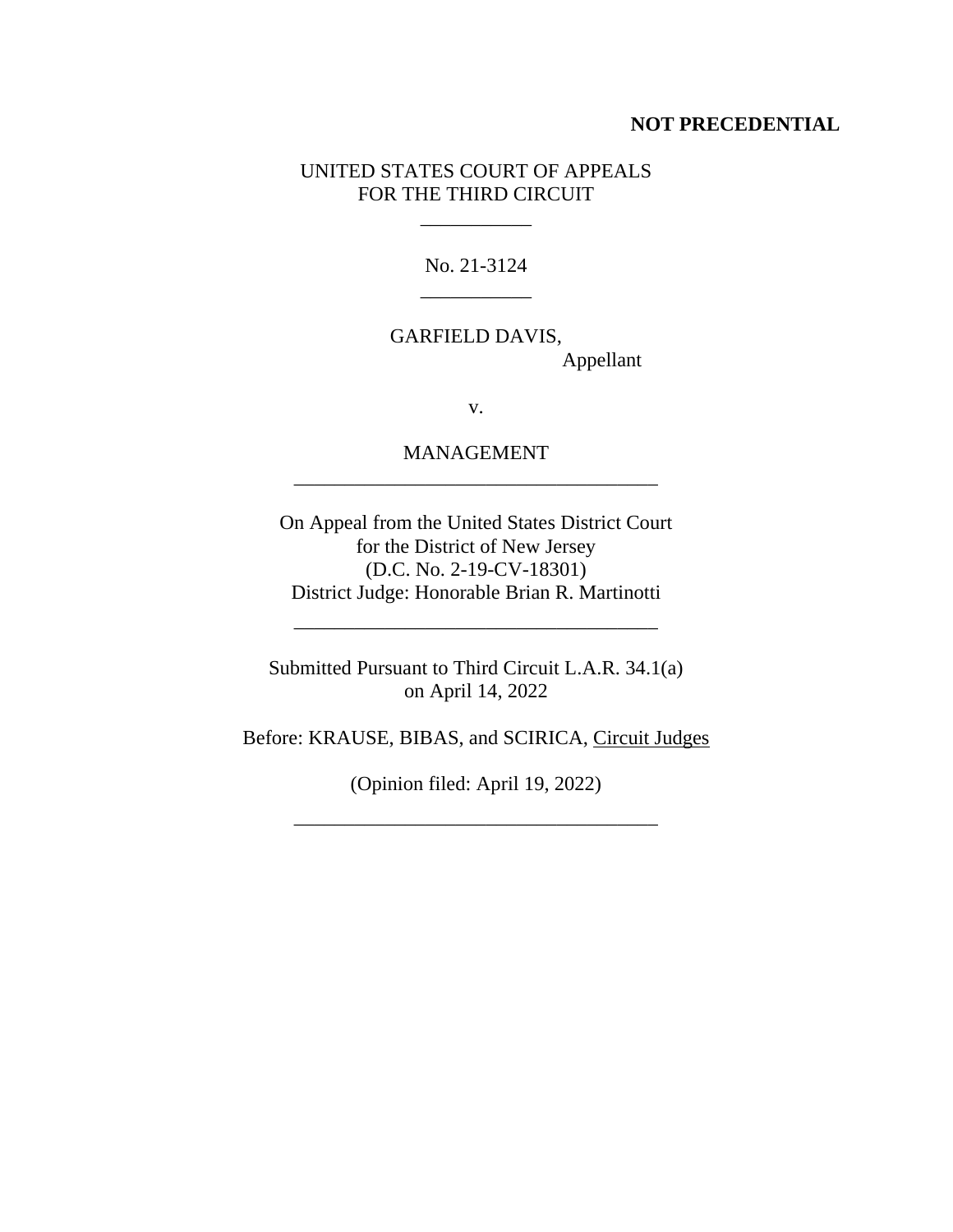**NOT PRECEDENTIAL**

UNITED STATES COURT OF APPEALS
FOR THE THIRD CIRCUIT

---

No. 21-3124

---

GARFIELD DAVIS,
Appellant

v.

MANAGEMENT

---

On Appeal from the United States District Court
for the District of New Jersey
(D.C. No. 2-19-CV-18301)
District Judge: Honorable Brian R. Martinotti

---

Submitted Pursuant to Third Circuit L.A.R. 34.1(a)
on April 14, 2022

Before: KRAUSE, BIBAS, and SCIRICA, Circuit Judges

(Opinion filed: April 19, 2022)

---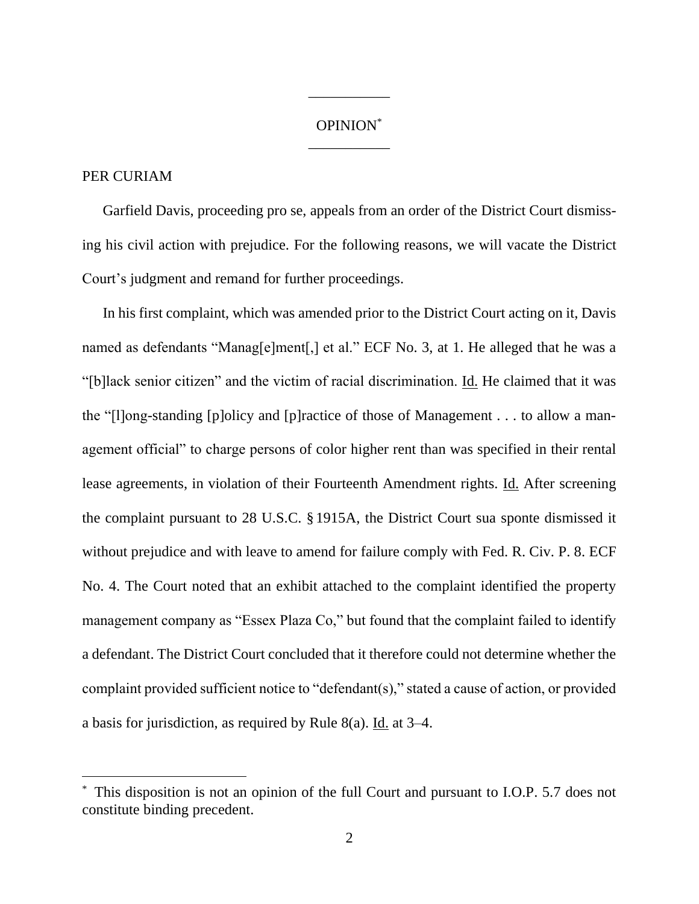OPINION*

PER CURIAM

Garfield Davis, proceeding pro se, appeals from an order of the District Court dismissing his civil action with prejudice. For the following reasons, we will vacate the District Court's judgment and remand for further proceedings.

In his first complaint, which was amended prior to the District Court acting on it, Davis named as defendants "Manag[e]ment[,] et al." ECF No. 3, at 1. He alleged that he was a "[b]lack senior citizen" and the victim of racial discrimination. Id. He claimed that it was the "[l]ong-standing [p]olicy and [p]ractice of those of Management . . . to allow a management official" to charge persons of color higher rent than was specified in their rental lease agreements, in violation of their Fourteenth Amendment rights. Id. After screening the complaint pursuant to 28 U.S.C. § 1915A, the District Court sua sponte dismissed it without prejudice and with leave to amend for failure comply with Fed. R. Civ. P. 8. ECF No. 4. The Court noted that an exhibit attached to the complaint identified the property management company as "Essex Plaza Co," but found that the complaint failed to identify a defendant. The District Court concluded that it therefore could not determine whether the complaint provided sufficient notice to "defendant(s)," stated a cause of action, or provided a basis for jurisdiction, as required by Rule 8(a). Id. at 3–4.

* This disposition is not an opinion of the full Court and pursuant to I.O.P. 5.7 does not constitute binding precedent.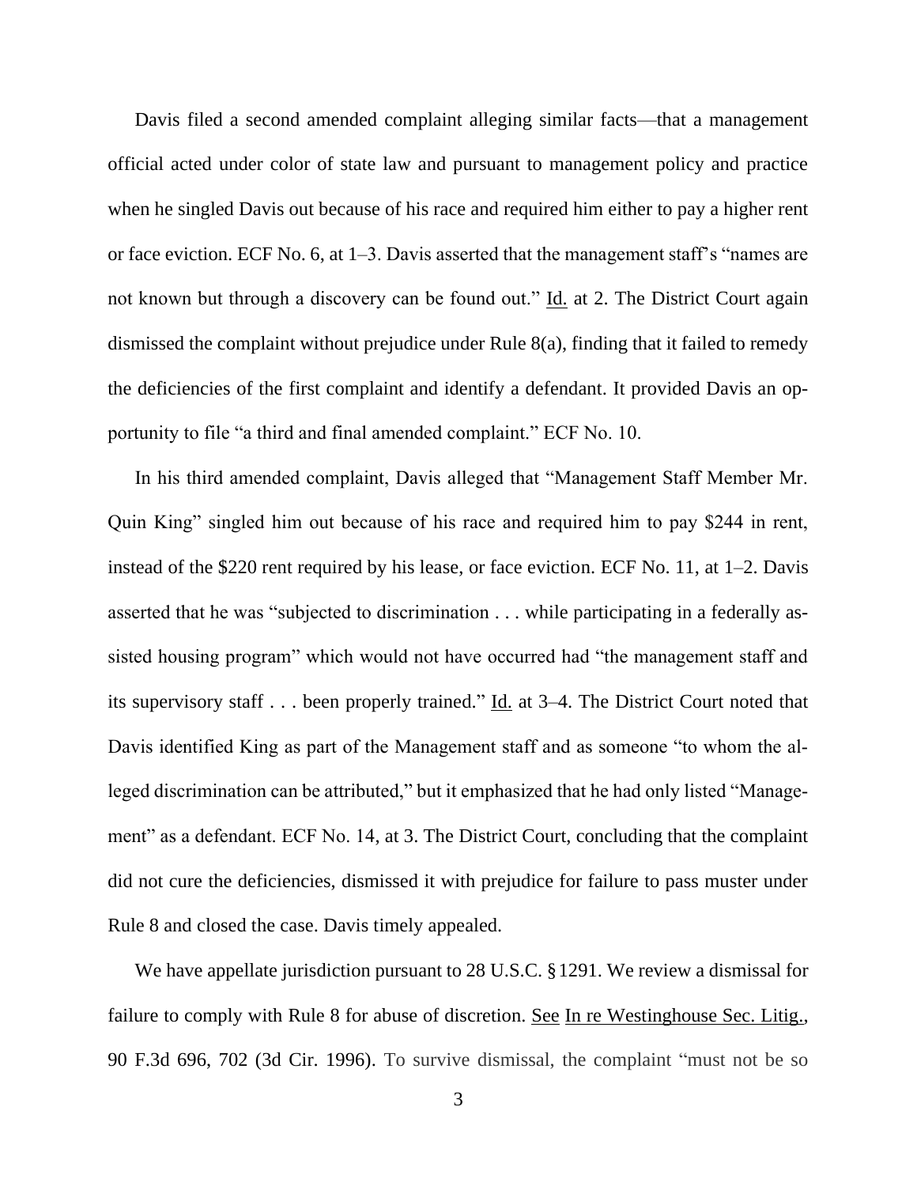Davis filed a second amended complaint alleging similar facts—that a management official acted under color of state law and pursuant to management policy and practice when he singled Davis out because of his race and required him either to pay a higher rent or face eviction. ECF No. 6, at 1–3. Davis asserted that the management staff's "names are not known but through a discovery can be found out." Id. at 2. The District Court again dismissed the complaint without prejudice under Rule 8(a), finding that it failed to remedy the deficiencies of the first complaint and identify a defendant. It provided Davis an opportunity to file "a third and final amended complaint." ECF No. 10.

In his third amended complaint, Davis alleged that "Management Staff Member Mr. Quin King" singled him out because of his race and required him to pay $244 in rent, instead of the $220 rent required by his lease, or face eviction. ECF No. 11, at 1–2. Davis asserted that he was "subjected to discrimination . . . while participating in a federally assisted housing program" which would not have occurred had "the management staff and its supervisory staff . . . been properly trained." Id. at 3–4. The District Court noted that Davis identified King as part of the Management staff and as someone "to whom the alleged discrimination can be attributed," but it emphasized that he had only listed "Management" as a defendant. ECF No. 14, at 3. The District Court, concluding that the complaint did not cure the deficiencies, dismissed it with prejudice for failure to pass muster under Rule 8 and closed the case. Davis timely appealed.

We have appellate jurisdiction pursuant to 28 U.S.C. § 1291. We review a dismissal for failure to comply with Rule 8 for abuse of discretion. See In re Westinghouse Sec. Litig., 90 F.3d 696, 702 (3d Cir. 1996). To survive dismissal, the complaint "must not be so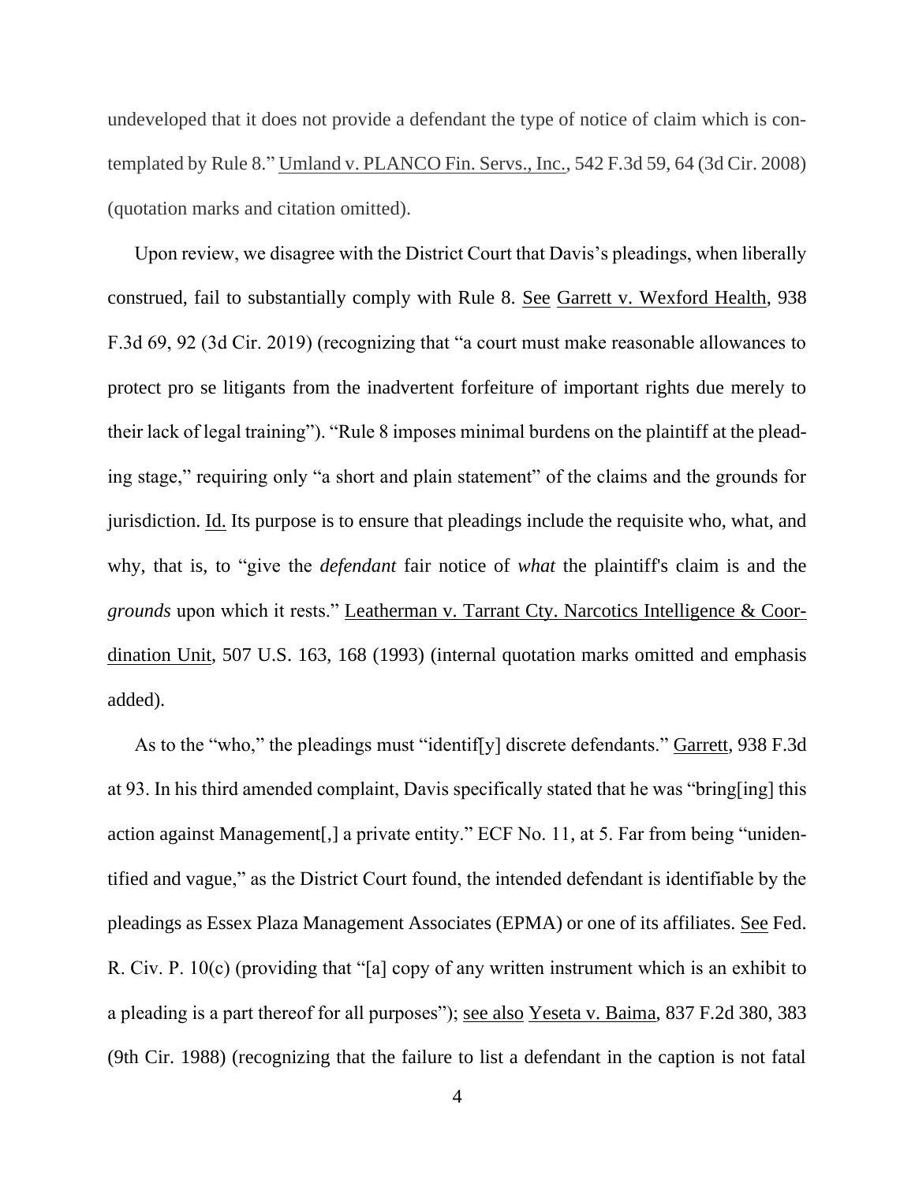undeveloped that it does not provide a defendant the type of notice of claim which is contemplated by Rule 8." Umland v. PLANCO Fin. Servs., Inc., 542 F.3d 59, 64 (3d Cir. 2008) (quotation marks and citation omitted).

Upon review, we disagree with the District Court that Davis's pleadings, when liberally construed, fail to substantially comply with Rule 8. See Garrett v. Wexford Health, 938 F.3d 69, 92 (3d Cir. 2019) (recognizing that "a court must make reasonable allowances to protect pro se litigants from the inadvertent forfeiture of important rights due merely to their lack of legal training"). "Rule 8 imposes minimal burdens on the plaintiff at the pleading stage," requiring only "a short and plain statement" of the claims and the grounds for jurisdiction. Id. Its purpose is to ensure that pleadings include the requisite who, what, and why, that is, to "give the *defendant* fair notice of *what* the plaintiff's claim is and the *grounds* upon which it rests." Leatherman v. Tarrant Cty. Narcotics Intelligence & Coordination Unit, 507 U.S. 163, 168 (1993) (internal quotation marks omitted and emphasis added).

As to the "who," the pleadings must "identif[y] discrete defendants." Garrett, 938 F.3d at 93. In his third amended complaint, Davis specifically stated that he was "bring[ing] this action against Management[,] a private entity." ECF No. 11, at 5. Far from being "unidentified and vague," as the District Court found, the intended defendant is identifiable by the pleadings as Essex Plaza Management Associates (EPMA) or one of its affiliates. See Fed. R. Civ. P. 10(c) (providing that "[a] copy of any written instrument which is an exhibit to a pleading is a part thereof for all purposes"); see also Yeseta v. Baima, 837 F.2d 380, 383 (9th Cir. 1988) (recognizing that the failure to list a defendant in the caption is not fatal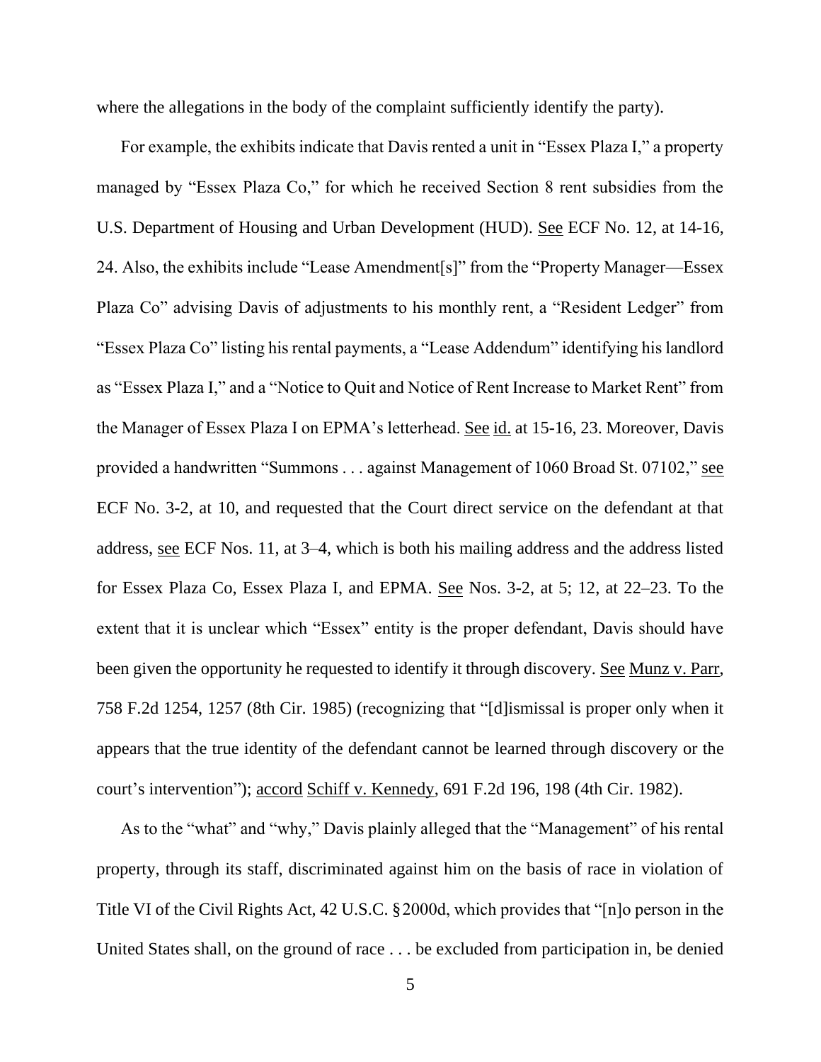where the allegations in the body of the complaint sufficiently identify the party).

For example, the exhibits indicate that Davis rented a unit in "Essex Plaza I," a property managed by "Essex Plaza Co," for which he received Section 8 rent subsidies from the U.S. Department of Housing and Urban Development (HUD). See ECF No. 12, at 14-16, 24. Also, the exhibits include "Lease Amendment[s]" from the "Property Manager—Essex Plaza Co" advising Davis of adjustments to his monthly rent, a "Resident Ledger" from "Essex Plaza Co" listing his rental payments, a "Lease Addendum" identifying his landlord as "Essex Plaza I," and a "Notice to Quit and Notice of Rent Increase to Market Rent" from the Manager of Essex Plaza I on EPMA's letterhead. See id. at 15-16, 23. Moreover, Davis provided a handwritten "Summons . . . against Management of 1060 Broad St. 07102," see ECF No. 3-2, at 10, and requested that the Court direct service on the defendant at that address, see ECF Nos. 11, at 3–4, which is both his mailing address and the address listed for Essex Plaza Co, Essex Plaza I, and EPMA. See Nos. 3-2, at 5; 12, at 22–23. To the extent that it is unclear which "Essex" entity is the proper defendant, Davis should have been given the opportunity he requested to identify it through discovery. See Munz v. Parr, 758 F.2d 1254, 1257 (8th Cir. 1985) (recognizing that "[d]ismissal is proper only when it appears that the true identity of the defendant cannot be learned through discovery or the court's intervention"); accord Schiff v. Kennedy, 691 F.2d 196, 198 (4th Cir. 1982).

As to the "what" and "why," Davis plainly alleged that the "Management" of his rental property, through its staff, discriminated against him on the basis of race in violation of Title VI of the Civil Rights Act, 42 U.S.C. § 2000d, which provides that "[n]o person in the United States shall, on the ground of race . . . be excluded from participation in, be denied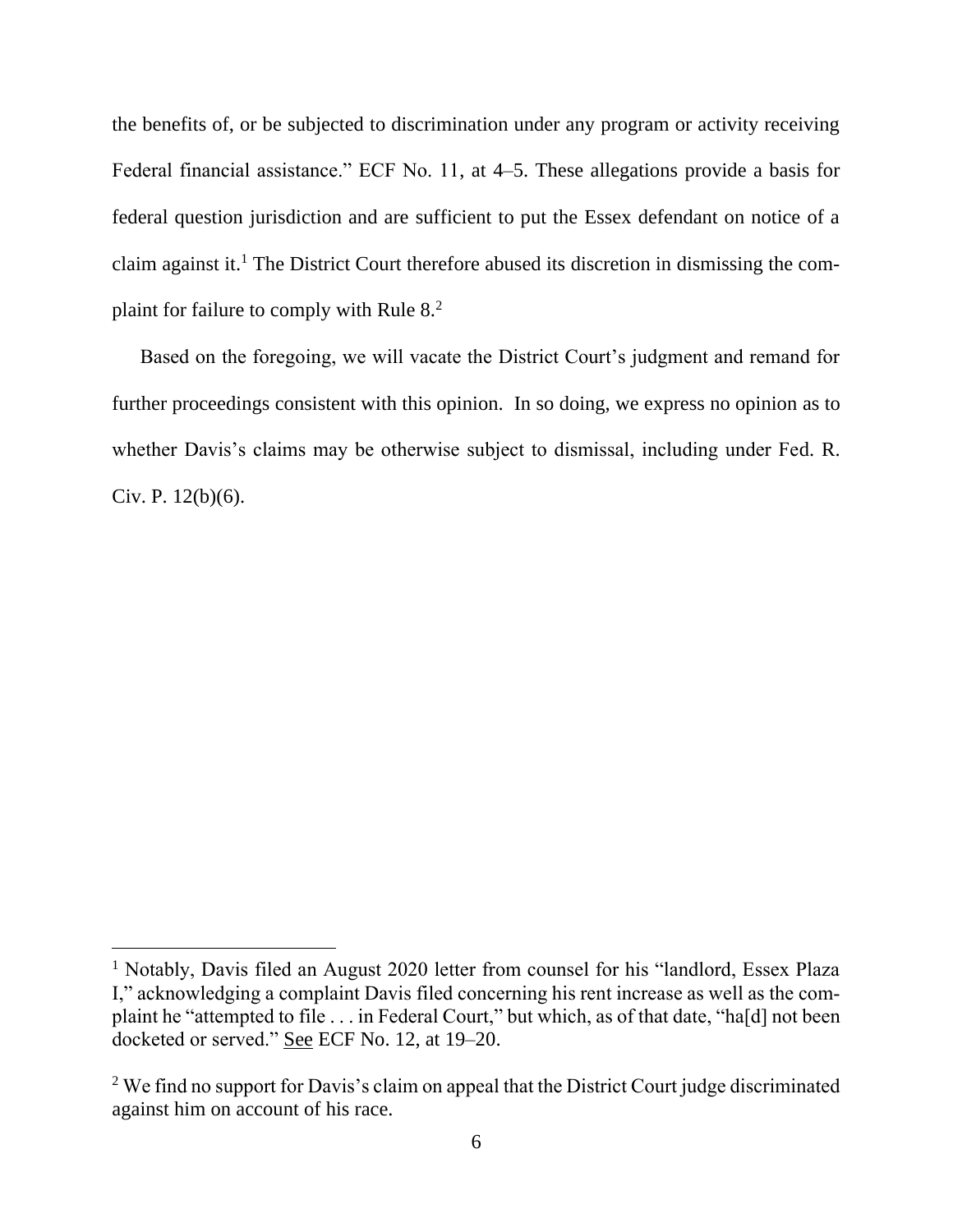the benefits of, or be subjected to discrimination under any program or activity receiving Federal financial assistance." ECF No. 11, at 4–5. These allegations provide a basis for federal question jurisdiction and are sufficient to put the Essex defendant on notice of a claim against it.[1] The District Court therefore abused its discretion in dismissing the complaint for failure to comply with Rule 8.[2]

Based on the foregoing, we will vacate the District Court's judgment and remand for further proceedings consistent with this opinion. In so doing, we express no opinion as to whether Davis's claims may be otherwise subject to dismissal, including under Fed. R. Civ. P. 12(b)(6).

---

[1] Notably, Davis filed an August 2020 letter from counsel for his "landlord, Essex Plaza I," acknowledging a complaint Davis filed concerning his rent increase as well as the complaint he "attempted to file . . . in Federal Court," but which, as of that date, "ha[d] not been docketed or served." See ECF No. 12, at 19–20.

[2] We find no support for Davis's claim on appeal that the District Court judge discriminated against him on account of his race.